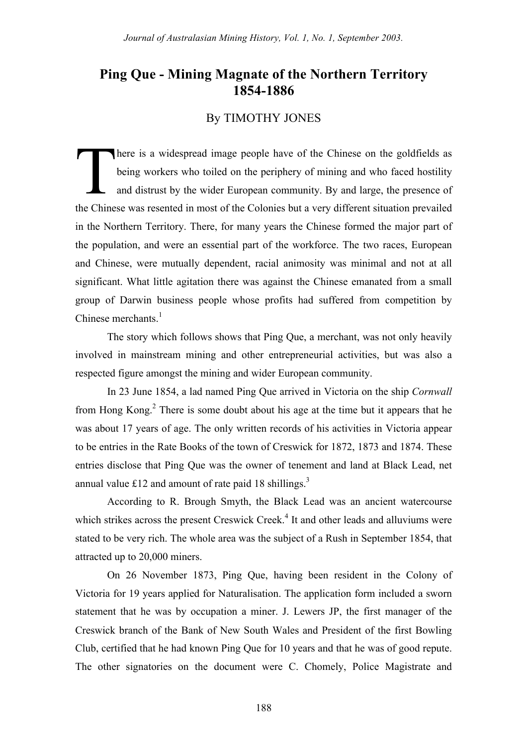# Ping Que - Mining Magnate of the Northern Territory 1854-1886

By TIMOTHY JONES

There is a widespread image people have of the Chinese on the goldfields as being workers who toiled on the periphery of mining and who faced hostility and distrust by the wider European community. By and large, the presence of the Chinese was resented in most of the Colonies but a very different situation prevailed in the Northern Territory. There, for many years the Chinese formed the major part of the population, and were an essential part of the workforce. The two races, European and Chinese, were mutually dependent, racial animosity was minimal and not at all significant. What little agitation there was against the Chinese emanated from a small group of Darwin business people whose profits had suffered from competition by Chinese merchants.[1]

The story which follows shows that Ping Que, a merchant, was not only heavily involved in mainstream mining and other entrepreneurial activities, but was also a respected figure amongst the mining and wider European community.

In 23 June 1854, a lad named Ping Que arrived in Victoria on the ship *Cornwall* from Hong Kong.[2] There is some doubt about his age at the time but it appears that he was about 17 years of age. The only written records of his activities in Victoria appear to be entries in the Rate Books of the town of Creswick for 1872, 1873 and 1874. These entries disclose that Ping Que was the owner of tenement and land at Black Lead, net annual value £12 and amount of rate paid 18 shillings.[3]

According to R. Brough Smyth, the Black Lead was an ancient watercourse which strikes across the present Creswick Creek.[4] It and other leads and alluviums were stated to be very rich. The whole area was the subject of a Rush in September 1854, that attracted up to 20,000 miners.

On 26 November 1873, Ping Que, having been resident in the Colony of Victoria for 19 years applied for Naturalisation. The application form included a sworn statement that he was by occupation a miner. J. Lewers JP, the first manager of the Creswick branch of the Bank of New South Wales and President of the first Bowling Club, certified that he had known Ping Que for 10 years and that he was of good repute. The other signatories on the document were C. Chomely, Police Magistrate and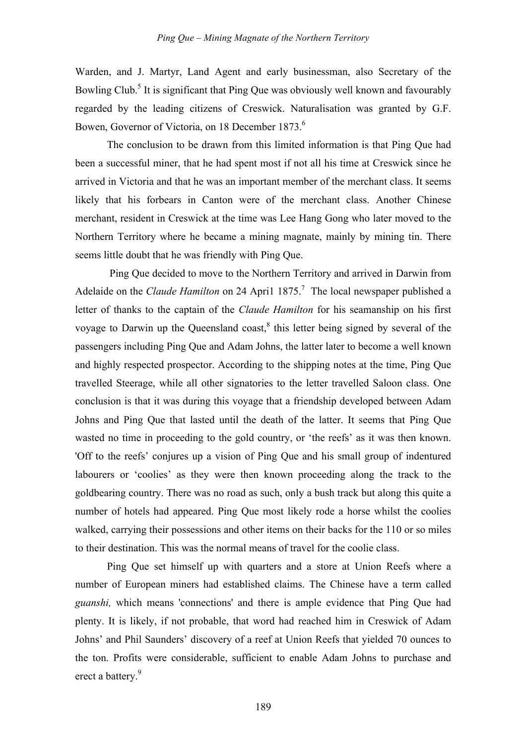Warden, and J. Martyr, Land Agent and early businessman, also Secretary of the Bowling Club.[5] It is significant that Ping Que was obviously well known and favourably regarded by the leading citizens of Creswick. Naturalisation was granted by G.F. Bowen, Governor of Victoria, on 18 December 1873.[6]

The conclusion to be drawn from this limited information is that Ping Que had been a successful miner, that he had spent most if not all his time at Creswick since he arrived in Victoria and that he was an important member of the merchant class. It seems likely that his forbears in Canton were of the merchant class. Another Chinese merchant, resident in Creswick at the time was Lee Hang Gong who later moved to the Northern Territory where he became a mining magnate, mainly by mining tin. There seems little doubt that he was friendly with Ping Que.

Ping Que decided to move to the Northern Territory and arrived in Darwin from Adelaide on the *Claude Hamilton* on 24 Apri1 1875.[7] The local newspaper published a letter of thanks to the captain of the *Claude Hamilton* for his seamanship on his first voyage to Darwin up the Queensland coast,[8] this letter being signed by several of the passengers including Ping Que and Adam Johns, the latter later to become a well known and highly respected prospector. According to the shipping notes at the time, Ping Que travelled Steerage, while all other signatories to the letter travelled Saloon class. One conclusion is that it was during this voyage that a friendship developed between Adam Johns and Ping Que that lasted until the death of the latter. It seems that Ping Que wasted no time in proceeding to the gold country, or 'the reefs' as it was then known. 'Off to the reefs' conjures up a vision of Ping Que and his small group of indentured labourers or 'coolies' as they were then known proceeding along the track to the goldbearing country. There was no road as such, only a bush track but along this quite a number of hotels had appeared. Ping Que most likely rode a horse whilst the coolies walked, carrying their possessions and other items on their backs for the 110 or so miles to their destination. This was the normal means of travel for the coolie class.

Ping Que set himself up with quarters and a store at Union Reefs where a number of European miners had established claims. The Chinese have a term called *guanshi,* which means 'connections' and there is ample evidence that Ping Que had plenty. It is likely, if not probable, that word had reached him in Creswick of Adam Johns' and Phil Saunders' discovery of a reef at Union Reefs that yielded 70 ounces to the ton. Profits were considerable, sufficient to enable Adam Johns to purchase and erect a battery.[9]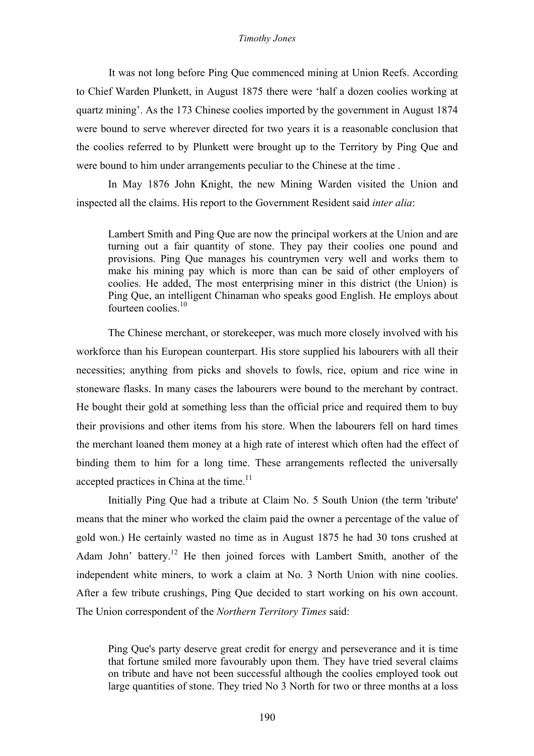It was not long before Ping Que commenced mining at Union Reefs. According to Chief Warden Plunkett, in August 1875 there were 'half a dozen coolies working at quartz mining'. As the 173 Chinese coolies imported by the government in August 1874 were bound to serve wherever directed for two years it is a reasonable conclusion that the coolies referred to by Plunkett were brought up to the Territory by Ping Que and were bound to him under arrangements peculiar to the Chinese at the time .

In May 1876 John Knight, the new Mining Warden visited the Union and inspected all the claims. His report to the Government Resident said *inter alia*:

> Lambert Smith and Ping Que are now the principal workers at the Union and are turning out a fair quantity of stone. They pay their coolies one pound and provisions. Ping Que manages his countrymen very well and works them to make his mining pay which is more than can be said of other employers of coolies. He added, The most enterprising miner in this district (the Union) is Ping Que, an intelligent Chinaman who speaks good English. He employs about fourteen coolies.[10]

The Chinese merchant, or storekeeper, was much more closely involved with his workforce than his European counterpart. His store supplied his labourers with all their necessities; anything from picks and shovels to fowls, rice, opium and rice wine in stoneware flasks. In many cases the labourers were bound to the merchant by contract. He bought their gold at something less than the official price and required them to buy their provisions and other items from his store. When the labourers fell on hard times the merchant loaned them money at a high rate of interest which often had the effect of binding them to him for a long time. These arrangements reflected the universally accepted practices in China at the time.[11]

Initially Ping Que had a tribute at Claim No. 5 South Union (the term 'tribute' means that the miner who worked the claim paid the owner a percentage of the value of gold won.) He certainly wasted no time as in August 1875 he had 30 tons crushed at Adam John' battery.[12] He then joined forces with Lambert Smith, another of the independent white miners, to work a claim at No. 3 North Union with nine coolies. After a few tribute crushings, Ping Que decided to start working on his own account. The Union correspondent of the *Northern Territory Times* said:

> Ping Que's party deserve great credit for energy and perseverance and it is time that fortune smiled more favourably upon them. They have tried several claims on tribute and have not been successful although the coolies employed took out large quantities of stone. They tried No 3 North for two or three months at a loss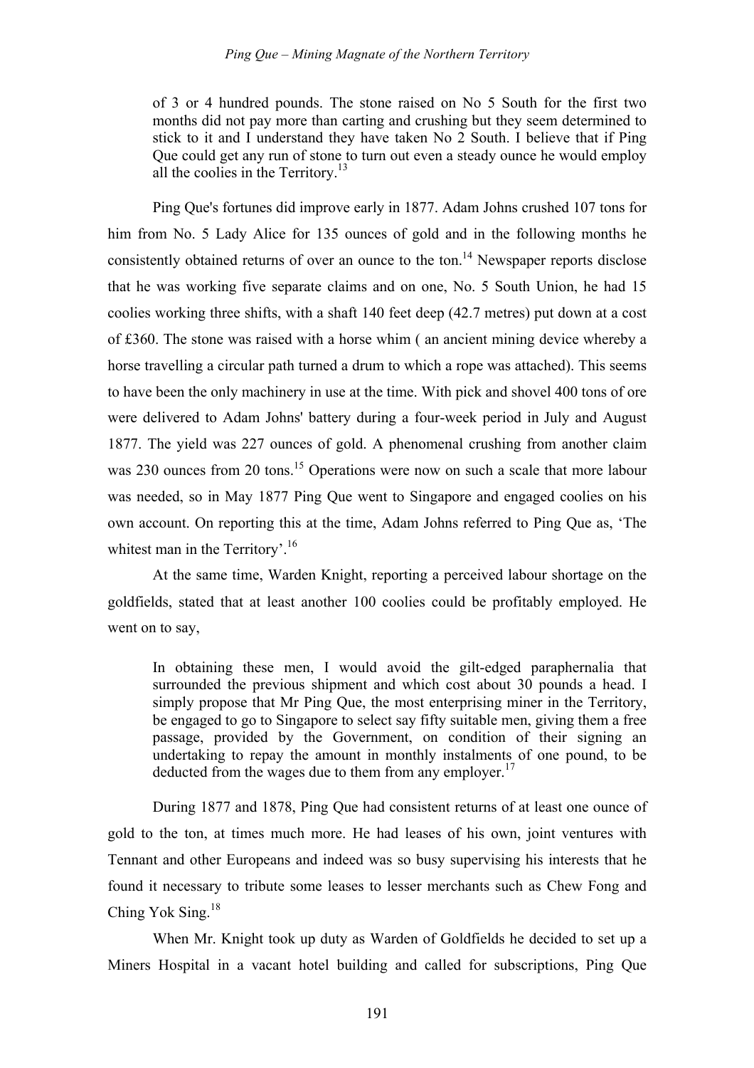> of 3 or 4 hundred pounds. The stone raised on No 5 South for the first two months did not pay more than carting and crushing but they seem determined to stick to it and I understand they have taken No 2 South. I believe that if Ping Que could get any run of stone to turn out even a steady ounce he would employ all the coolies in the Territory.[13]

Ping Que's fortunes did improve early in 1877. Adam Johns crushed 107 tons for him from No. 5 Lady Alice for 135 ounces of gold and in the following months he consistently obtained returns of over an ounce to the ton.[14] Newspaper reports disclose that he was working five separate claims and on one, No. 5 South Union, he had 15 coolies working three shifts, with a shaft 140 feet deep (42.7 metres) put down at a cost of £360. The stone was raised with a horse whim ( an ancient mining device whereby a horse travelling a circular path turned a drum to which a rope was attached). This seems to have been the only machinery in use at the time. With pick and shovel 400 tons of ore were delivered to Adam Johns' battery during a four-week period in July and August 1877. The yield was 227 ounces of gold. A phenomenal crushing from another claim was 230 ounces from 20 tons.[15] Operations were now on such a scale that more labour was needed, so in May 1877 Ping Que went to Singapore and engaged coolies on his own account. On reporting this at the time, Adam Johns referred to Ping Que as, 'The whitest man in the Territory'.[16]

At the same time, Warden Knight, reporting a perceived labour shortage on the goldfields, stated that at least another 100 coolies could be profitably employed. He went on to say,

> In obtaining these men, I would avoid the gilt-edged paraphernalia that surrounded the previous shipment and which cost about 30 pounds a head. I simply propose that Mr Ping Que, the most enterprising miner in the Territory, be engaged to go to Singapore to select say fifty suitable men, giving them a free passage, provided by the Government, on condition of their signing an undertaking to repay the amount in monthly instalments of one pound, to be deducted from the wages due to them from any employer.[17]

During 1877 and 1878, Ping Que had consistent returns of at least one ounce of gold to the ton, at times much more. He had leases of his own, joint ventures with Tennant and other Europeans and indeed was so busy supervising his interests that he found it necessary to tribute some leases to lesser merchants such as Chew Fong and Ching Yok Sing.[18]

When Mr. Knight took up duty as Warden of Goldfields he decided to set up a Miners Hospital in a vacant hotel building and called for subscriptions, Ping Que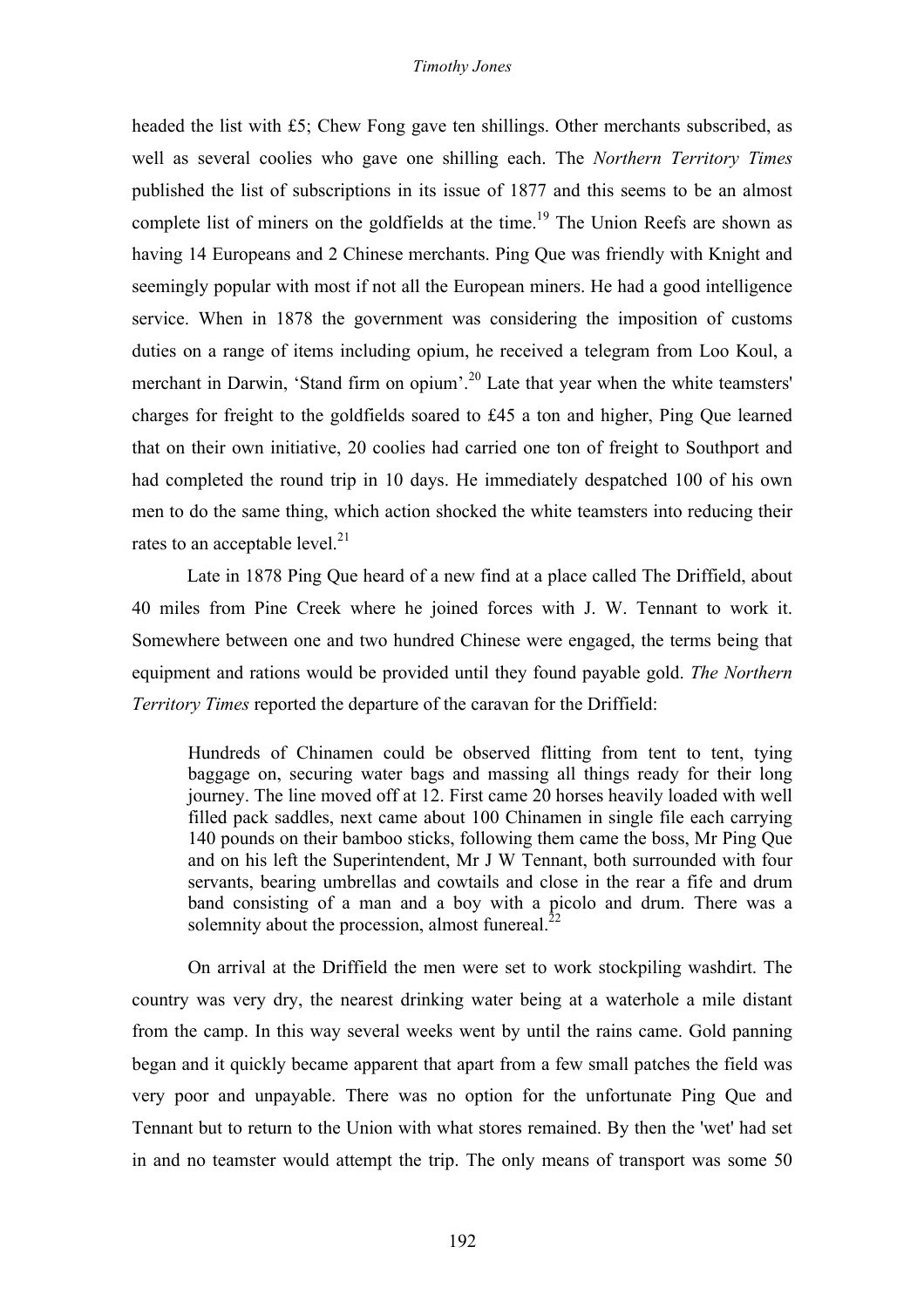headed the list with £5; Chew Fong gave ten shillings. Other merchants subscribed, as well as several coolies who gave one shilling each. The *Northern Territory Times* published the list of subscriptions in its issue of 1877 and this seems to be an almost complete list of miners on the goldfields at the time.[19] The Union Reefs are shown as having 14 Europeans and 2 Chinese merchants. Ping Que was friendly with Knight and seemingly popular with most if not all the European miners. He had a good intelligence service. When in 1878 the government was considering the imposition of customs duties on a range of items including opium, he received a telegram from Loo Koul, a merchant in Darwin, 'Stand firm on opium'.[20] Late that year when the white teamsters' charges for freight to the goldfields soared to £45 a ton and higher, Ping Que learned that on their own initiative, 20 coolies had carried one ton of freight to Southport and had completed the round trip in 10 days. He immediately despatched 100 of his own men to do the same thing, which action shocked the white teamsters into reducing their rates to an acceptable level.[21]

Late in 1878 Ping Que heard of a new find at a place called The Driffield, about 40 miles from Pine Creek where he joined forces with J. W. Tennant to work it. Somewhere between one and two hundred Chinese were engaged, the terms being that equipment and rations would be provided until they found payable gold. *The Northern Territory Times* reported the departure of the caravan for the Driffield:

> Hundreds of Chinamen could be observed flitting from tent to tent, tying baggage on, securing water bags and massing all things ready for their long journey. The line moved off at 12. First came 20 horses heavily loaded with well filled pack saddles, next came about 100 Chinamen in single file each carrying 140 pounds on their bamboo sticks, following them came the boss, Mr Ping Que and on his left the Superintendent, Mr J W Tennant, both surrounded with four servants, bearing umbrellas and cowtails and close in the rear a fife and drum band consisting of a man and a boy with a picolo and drum. There was a solemnity about the procession, almost funereal.[22]

On arrival at the Driffield the men were set to work stockpiling washdirt. The country was very dry, the nearest drinking water being at a waterhole a mile distant from the camp. In this way several weeks went by until the rains came. Gold panning began and it quickly became apparent that apart from a few small patches the field was very poor and unpayable. There was no option for the unfortunate Ping Que and Tennant but to return to the Union with what stores remained. By then the 'wet' had set in and no teamster would attempt the trip. The only means of transport was some 50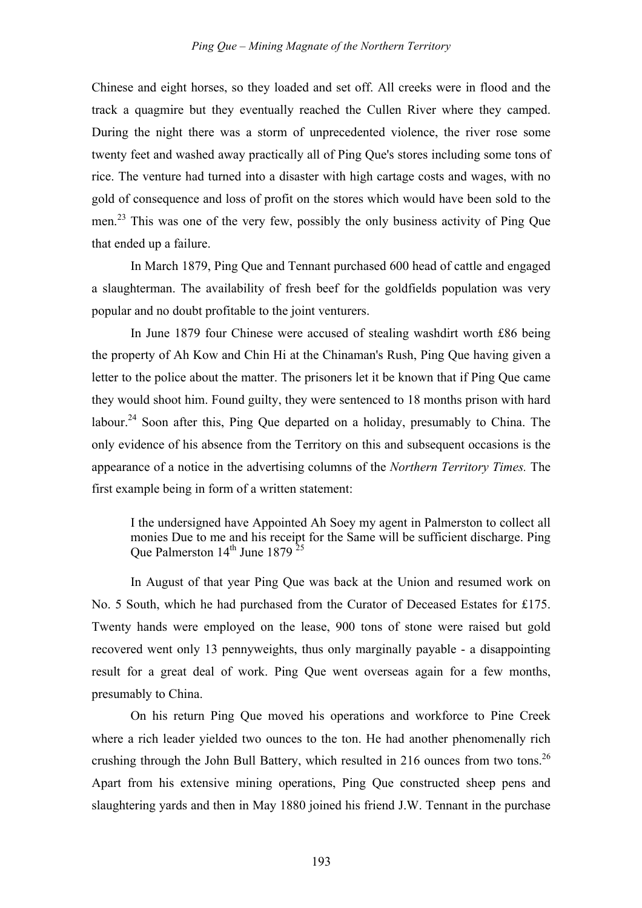Chinese and eight horses, so they loaded and set off. All creeks were in flood and the track a quagmire but they eventually reached the Cullen River where they camped. During the night there was a storm of unprecedented violence, the river rose some twenty feet and washed away practically all of Ping Que's stores including some tons of rice. The venture had turned into a disaster with high cartage costs and wages, with no gold of consequence and loss of profit on the stores which would have been sold to the men.[23] This was one of the very few, possibly the only business activity of Ping Que that ended up a failure.

In March 1879, Ping Que and Tennant purchased 600 head of cattle and engaged a slaughterman. The availability of fresh beef for the goldfields population was very popular and no doubt profitable to the joint venturers.

In June 1879 four Chinese were accused of stealing washdirt worth £86 being the property of Ah Kow and Chin Hi at the Chinaman's Rush, Ping Que having given a letter to the police about the matter. The prisoners let it be known that if Ping Que came they would shoot him. Found guilty, they were sentenced to 18 months prison with hard labour.[24] Soon after this, Ping Que departed on a holiday, presumably to China. The only evidence of his absence from the Territory on this and subsequent occasions is the appearance of a notice in the advertising columns of the *Northern Territory Times.* The first example being in form of a written statement:

> I the undersigned have Appointed Ah Soey my agent in Palmerston to collect all monies Due to me and his receipt for the Same will be sufficient discharge. Ping Que Palmerston 14th June 1879 [25]

In August of that year Ping Que was back at the Union and resumed work on No. 5 South, which he had purchased from the Curator of Deceased Estates for £175. Twenty hands were employed on the lease, 900 tons of stone were raised but gold recovered went only 13 pennyweights, thus only marginally payable - a disappointing result for a great deal of work. Ping Que went overseas again for a few months, presumably to China.

On his return Ping Que moved his operations and workforce to Pine Creek where a rich leader yielded two ounces to the ton. He had another phenomenally rich crushing through the John Bull Battery, which resulted in 216 ounces from two tons.[26] Apart from his extensive mining operations, Ping Que constructed sheep pens and slaughtering yards and then in May 1880 joined his friend J.W. Tennant in the purchase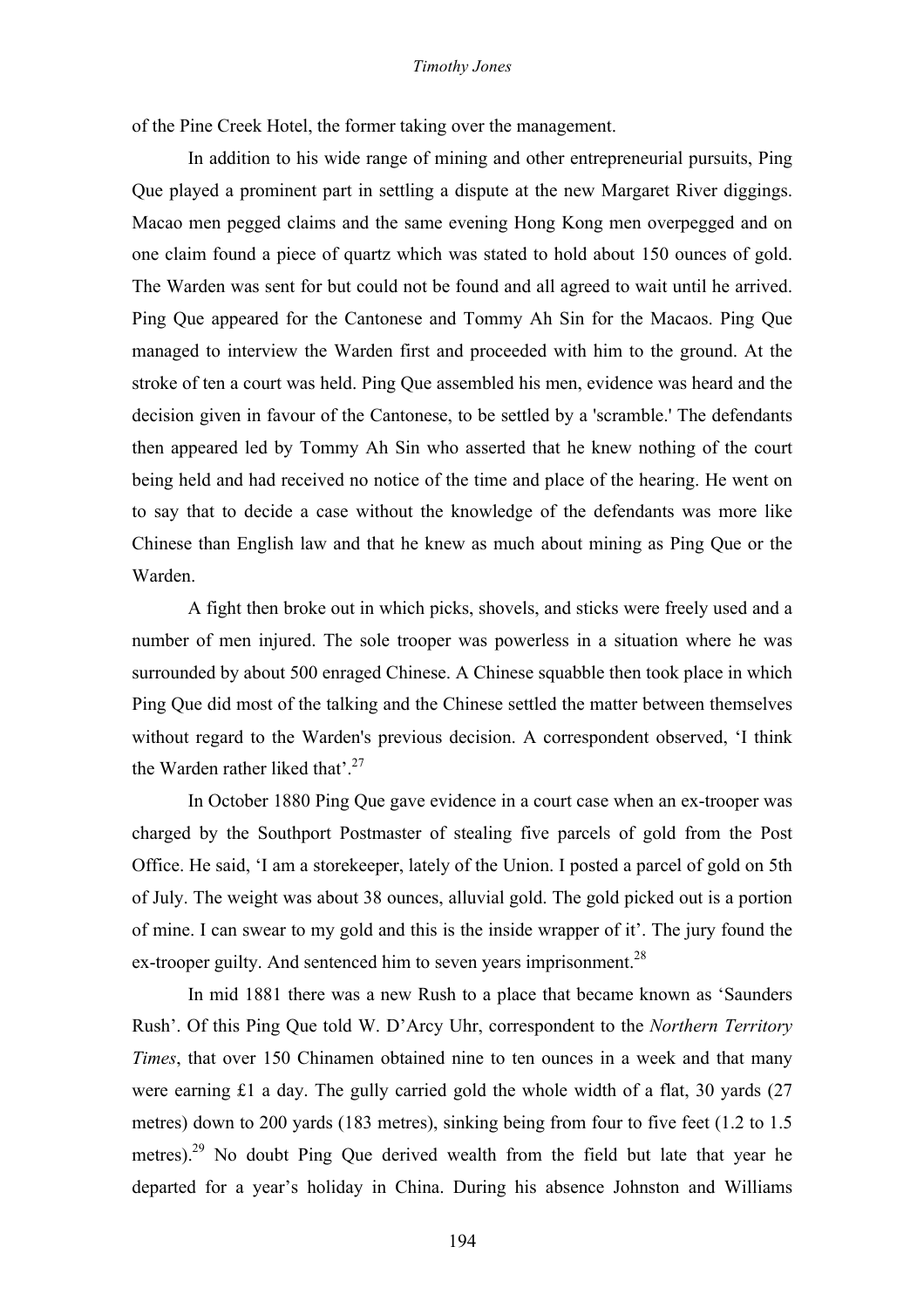of the Pine Creek Hotel, the former taking over the management.

In addition to his wide range of mining and other entrepreneurial pursuits, Ping Que played a prominent part in settling a dispute at the new Margaret River diggings. Macao men pegged claims and the same evening Hong Kong men overpegged and on one claim found a piece of quartz which was stated to hold about 150 ounces of gold. The Warden was sent for but could not be found and all agreed to wait until he arrived. Ping Que appeared for the Cantonese and Tommy Ah Sin for the Macaos. Ping Que managed to interview the Warden first and proceeded with him to the ground. At the stroke of ten a court was held. Ping Que assembled his men, evidence was heard and the decision given in favour of the Cantonese, to be settled by a 'scramble.' The defendants then appeared led by Tommy Ah Sin who asserted that he knew nothing of the court being held and had received no notice of the time and place of the hearing. He went on to say that to decide a case without the knowledge of the defendants was more like Chinese than English law and that he knew as much about mining as Ping Que or the Warden.

A fight then broke out in which picks, shovels, and sticks were freely used and a number of men injured. The sole trooper was powerless in a situation where he was surrounded by about 500 enraged Chinese. A Chinese squabble then took place in which Ping Que did most of the talking and the Chinese settled the matter between themselves without regard to the Warden's previous decision. A correspondent observed, 'I think the Warden rather liked that'.[27]

In October 1880 Ping Que gave evidence in a court case when an ex-trooper was charged by the Southport Postmaster of stealing five parcels of gold from the Post Office. He said, 'I am a storekeeper, lately of the Union. I posted a parcel of gold on 5th of July. The weight was about 38 ounces, alluvial gold. The gold picked out is a portion of mine. I can swear to my gold and this is the inside wrapper of it'. The jury found the ex-trooper guilty. And sentenced him to seven years imprisonment.[28]

In mid 1881 there was a new Rush to a place that became known as 'Saunders Rush'. Of this Ping Que told W. D'Arcy Uhr, correspondent to the *Northern Territory Times*, that over 150 Chinamen obtained nine to ten ounces in a week and that many were earning £1 a day. The gully carried gold the whole width of a flat, 30 yards (27 metres) down to 200 yards (183 metres), sinking being from four to five feet (1.2 to 1.5 metres).[29] No doubt Ping Que derived wealth from the field but late that year he departed for a year's holiday in China. During his absence Johnston and Williams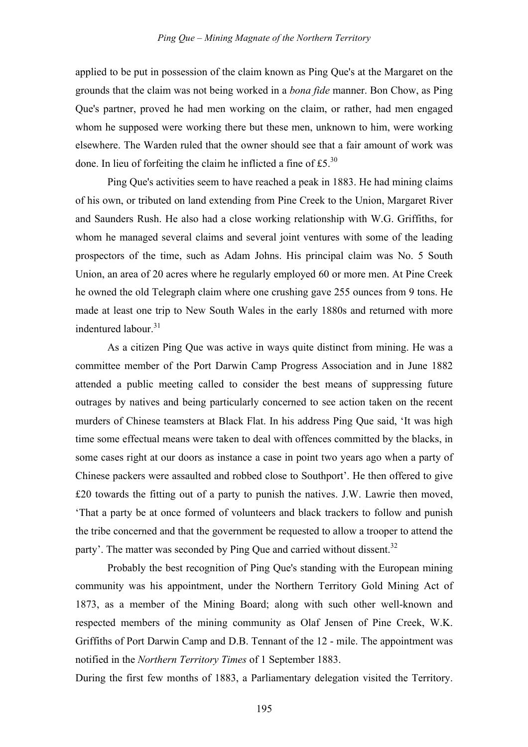applied to be put in possession of the claim known as Ping Que's at the Margaret on the grounds that the claim was not being worked in a *bona fide* manner. Bon Chow, as Ping Que's partner, proved he had men working on the claim, or rather, had men engaged whom he supposed were working there but these men, unknown to him, were working elsewhere. The Warden ruled that the owner should see that a fair amount of work was done. In lieu of forfeiting the claim he inflicted a fine of £5.[30]

Ping Que's activities seem to have reached a peak in 1883. He had mining claims of his own, or tributed on land extending from Pine Creek to the Union, Margaret River and Saunders Rush. He also had a close working relationship with W.G. Griffiths, for whom he managed several claims and several joint ventures with some of the leading prospectors of the time, such as Adam Johns. His principal claim was No. 5 South Union, an area of 20 acres where he regularly employed 60 or more men. At Pine Creek he owned the old Telegraph claim where one crushing gave 255 ounces from 9 tons. He made at least one trip to New South Wales in the early 1880s and returned with more indentured labour.[31]

As a citizen Ping Que was active in ways quite distinct from mining. He was a committee member of the Port Darwin Camp Progress Association and in June 1882 attended a public meeting called to consider the best means of suppressing future outrages by natives and being particularly concerned to see action taken on the recent murders of Chinese teamsters at Black Flat. In his address Ping Que said, 'It was high time some effectual means were taken to deal with offences committed by the blacks, in some cases right at our doors as instance a case in point two years ago when a party of Chinese packers were assaulted and robbed close to Southport'. He then offered to give £20 towards the fitting out of a party to punish the natives. J.W. Lawrie then moved, 'That a party be at once formed of volunteers and black trackers to follow and punish the tribe concerned and that the government be requested to allow a trooper to attend the party'. The matter was seconded by Ping Que and carried without dissent.[32]

Probably the best recognition of Ping Que's standing with the European mining community was his appointment, under the Northern Territory Gold Mining Act of 1873, as a member of the Mining Board; along with such other well-known and respected members of the mining community as Olaf Jensen of Pine Creek, W.K. Griffiths of Port Darwin Camp and D.B. Tennant of the 12 - mile. The appointment was notified in the *Northern Territory Times* of 1 September 1883.

During the first few months of 1883, a Parliamentary delegation visited the Territory.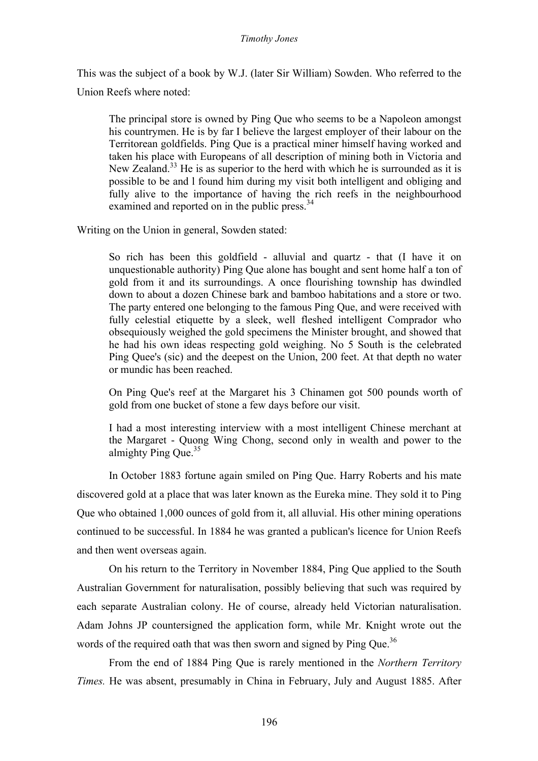This was the subject of a book by W.J. (later Sir William) Sowden. Who referred to the Union Reefs where noted:

> The principal store is owned by Ping Que who seems to be a Napoleon amongst his countrymen. He is by far I believe the largest employer of their labour on the Territorean goldfields. Ping Que is a practical miner himself having worked and taken his place with Europeans of all description of mining both in Victoria and New Zealand.[33] He is as superior to the herd with which he is surrounded as it is possible to be and l found him during my visit both intelligent and obliging and fully alive to the importance of having the rich reefs in the neighbourhood examined and reported on in the public press.[34]

Writing on the Union in general, Sowden stated:

> So rich has been this goldfield - alluvial and quartz - that (I have it on unquestionable authority) Ping Que alone has bought and sent home half a ton of gold from it and its surroundings. A once flourishing township has dwindled down to about a dozen Chinese bark and bamboo habitations and a store or two. The party entered one belonging to the famous Ping Que, and were received with fully celestial etiquette by a sleek, well fleshed intelligent Comprador who obsequiously weighed the gold specimens the Minister brought, and showed that he had his own ideas respecting gold weighing. No 5 South is the celebrated Ping Quee's (sic) and the deepest on the Union, 200 feet. At that depth no water or mundic has been reached.
>
> On Ping Que's reef at the Margaret his 3 Chinamen got 500 pounds worth of gold from one bucket of stone a few days before our visit.
>
> I had a most interesting interview with a most intelligent Chinese merchant at the Margaret - Quong Wing Chong, second only in wealth and power to the almighty Ping Que.[35]

In October 1883 fortune again smiled on Ping Que. Harry Roberts and his mate discovered gold at a place that was later known as the Eureka mine. They sold it to Ping Que who obtained 1,000 ounces of gold from it, all alluvial. His other mining operations continued to be successful. In 1884 he was granted a publican's licence for Union Reefs and then went overseas again.

On his return to the Territory in November 1884, Ping Que applied to the South Australian Government for naturalisation, possibly believing that such was required by each separate Australian colony. He of course, already held Victorian naturalisation. Adam Johns JP countersigned the application form, while Mr. Knight wrote out the words of the required oath that was then sworn and signed by Ping Que.[36]

From the end of 1884 Ping Que is rarely mentioned in the *Northern Territory Times.* He was absent, presumably in China in February, July and August 1885. After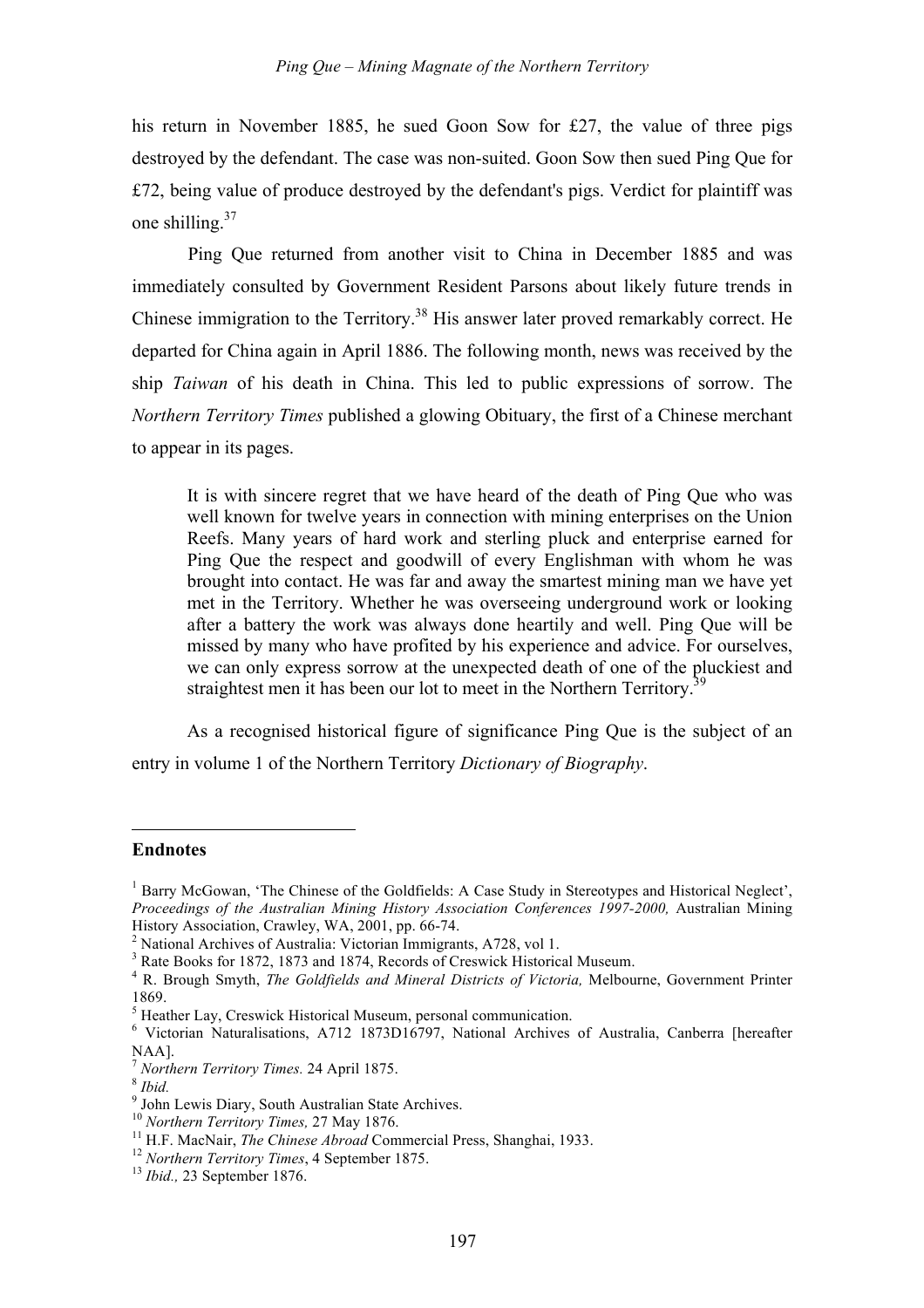his return in November 1885, he sued Goon Sow for £27, the value of three pigs destroyed by the defendant. The case was non-suited. Goon Sow then sued Ping Que for £72, being value of produce destroyed by the defendant's pigs. Verdict for plaintiff was one shilling.[37]

Ping Que returned from another visit to China in December 1885 and was immediately consulted by Government Resident Parsons about likely future trends in Chinese immigration to the Territory.[38] His answer later proved remarkably correct. He departed for China again in April 1886. The following month, news was received by the ship *Taiwan* of his death in China. This led to public expressions of sorrow. The *Northern Territory Times* published a glowing Obituary, the first of a Chinese merchant to appear in its pages.

> It is with sincere regret that we have heard of the death of Ping Que who was well known for twelve years in connection with mining enterprises on the Union Reefs. Many years of hard work and sterling pluck and enterprise earned for Ping Que the respect and goodwill of every Englishman with whom he was brought into contact. He was far and away the smartest mining man we have yet met in the Territory. Whether he was overseeing underground work or looking after a battery the work was always done heartily and well. Ping Que will be missed by many who have profited by his experience and advice. For ourselves, we can only express sorrow at the unexpected death of one of the pluckiest and straightest men it has been our lot to meet in the Northern Territory.[39]

As a recognised historical figure of significance Ping Que is the subject of an entry in volume 1 of the Northern Territory *Dictionary of Biography*.

## Endnotes

[1] Barry McGowan, 'The Chinese of the Goldfields: A Case Study in Stereotypes and Historical Neglect', *Proceedings of the Australian Mining History Association Conferences 1997-2000,* Australian Mining History Association, Crawley, WA, 2001, pp. 66-74.

[2] National Archives of Australia: Victorian Immigrants, A728, vol 1.

[3] Rate Books for 1872, 1873 and 1874, Records of Creswick Historical Museum.

[4] R. Brough Smyth, *The Goldfields and Mineral Districts of Victoria,* Melbourne, Government Printer 1869.

[5] Heather Lay, Creswick Historical Museum, personal communication.

[6] Victorian Naturalisations, A712 1873D16797, National Archives of Australia, Canberra [hereafter NAA].

[7] *Northern Territory Times.* 24 April 1875.

[8] *Ibid.*

[9] John Lewis Diary, South Australian State Archives.

[10] *Northern Territory Times,* 27 May 1876.

[11] H.F. MacNair, *The Chinese Abroad* Commercial Press, Shanghai, 1933.

[12] *Northern Territory Times*, 4 September 1875.

[13] *Ibid.,* 23 September 1876.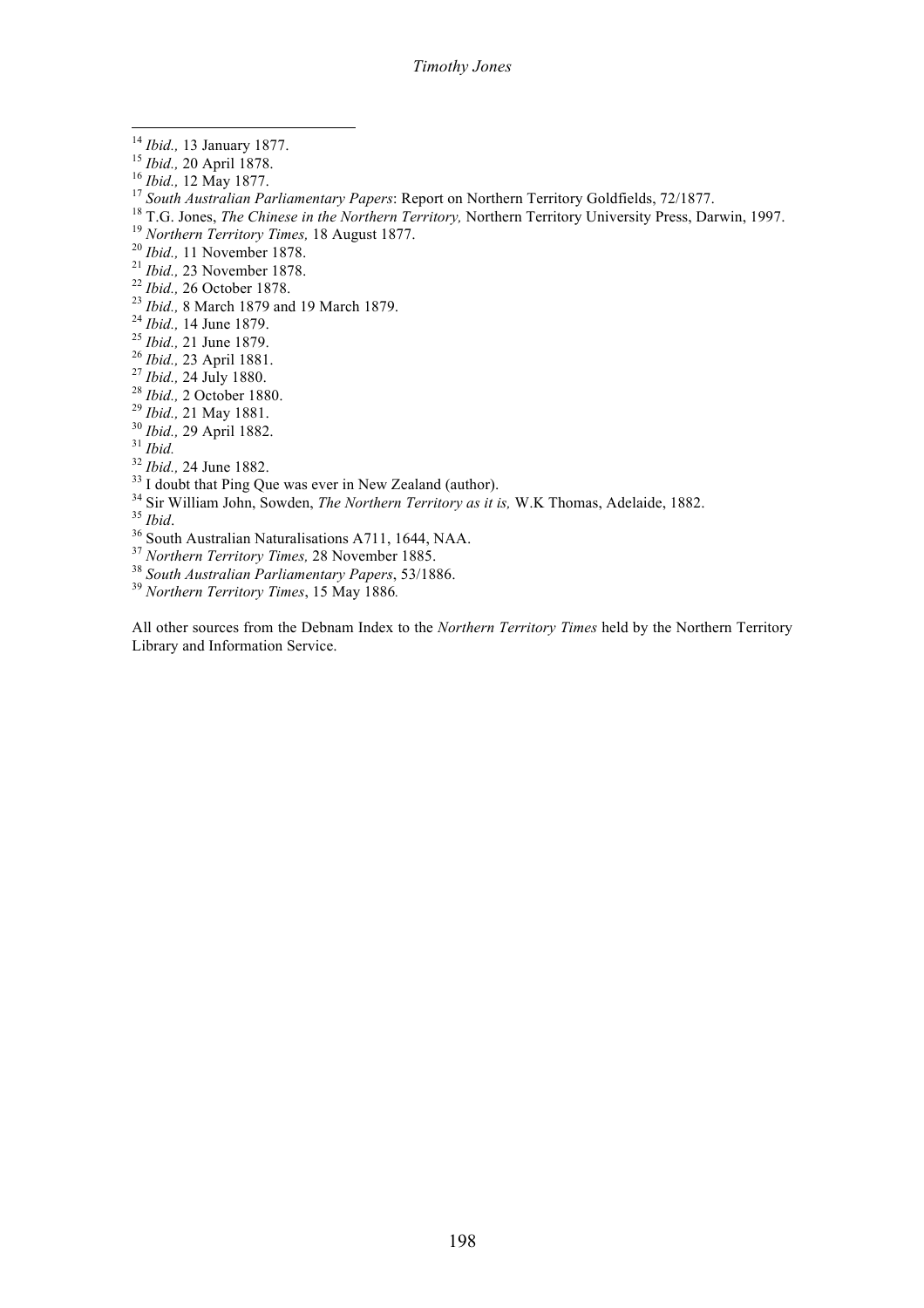[14] *Ibid.,* 13 January 1877.
[15] *Ibid.,* 20 April 1878.
[16] *Ibid.,* 12 May 1877.
[17] *South Australian Parliamentary Papers*: Report on Northern Territory Goldfields, 72/1877.
[18] T.G. Jones, *The Chinese in the Northern Territory,* Northern Territory University Press, Darwin, 1997.
[19] *Northern Territory Times,* 18 August 1877.
[20] *Ibid.,* 11 November 1878.
[21] *Ibid.,* 23 November 1878.
[22] *Ibid.,* 26 October 1878.
[23] *Ibid.,* 8 March 1879 and 19 March 1879.
[24] *Ibid.,* 14 June 1879.
[25] *Ibid.,* 21 June 1879.
[26] *Ibid.,* 23 April 1881.
[27] *Ibid.,* 24 July 1880.
[28] *Ibid.,* 2 October 1880.
[29] *Ibid.,* 21 May 1881.
[30] *Ibid.,* 29 April 1882.
[31] *Ibid.*
[32] *Ibid.,* 24 June 1882.
[33] I doubt that Ping Que was ever in New Zealand (author).
[34] Sir William John, Sowden, *The Northern Territory as it is,* W.K Thomas, Adelaide, 1882.
[35] *Ibid*.
[36] South Australian Naturalisations A711, 1644, NAA.
[37] *Northern Territory Times,* 28 November 1885.
[38] *South Australian Parliamentary Papers*, 53/1886.
[39] *Northern Territory Times*, 15 May 1886*.*

All other sources from the Debnam Index to the *Northern Territory Times* held by the Northern Territory Library and Information Service.